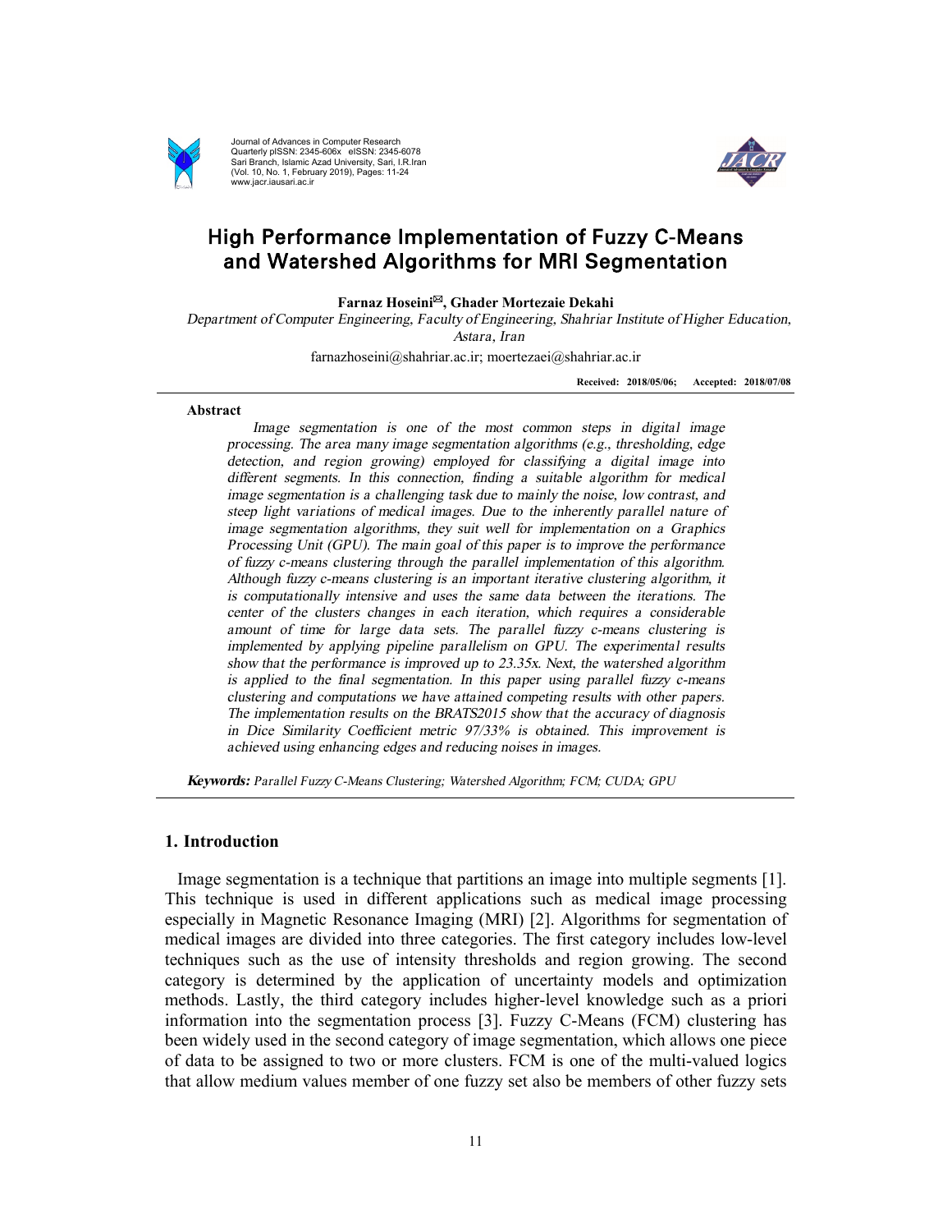# High Performance Implementation of Fuzzy C-Means and Watershed Algorithms for MRI Segmentation

**Farnaz Hoseini✉, Ghader Mortezaie Dekahi**

*Department of Computer Engineering, Faculty of Engineering, Shahriar Institute of Higher Education, Astara, Iran*

farnazhoseini@shahriar.ac.ir; moertezaei@shahriar.ac.ir

**Received: 2018/05/06; Accepted: 2018/07/08**

## Abstract

*Image segmentation is one of the most common steps in digital image processing. The area many image segmentation algorithms (e.g., thresholding, edge detection, and region growing) employed for classifying a digital image into different segments. In this connection, finding a suitable algorithm for medical image segmentation is a challenging task due to mainly the noise, low contrast, and steep light variations of medical images. Due to the inherently parallel nature of image segmentation algorithms, they suit well for implementation on a Graphics Processing Unit (GPU). The main goal of this paper is to improve the performance of fuzzy c-means clustering through the parallel implementation of this algorithm. Although fuzzy c-means clustering is an important iterative clustering algorithm, it is computationally intensive and uses the same data between the iterations. The center of the clusters changes in each iteration, which requires a considerable amount of time for large data sets. The parallel fuzzy c-means clustering is implemented by applying pipeline parallelism on GPU. The experimental results show that the performance is improved up to 23.35x. Next, the watershed algorithm is applied to the final segmentation. In this paper using parallel fuzzy c-means clustering and computations we have attained competing results with other papers. The implementation results on the BRATS2015 show that the accuracy of diagnosis in Dice Similarity Coefficient metric 97/33% is obtained. This improvement is achieved using enhancing edges and reducing noises in images.*

***Keywords:*** *Parallel Fuzzy C-Means Clustering; Watershed Algorithm; FCM; CUDA; GPU*

## 1. Introduction

Image segmentation is a technique that partitions an image into multiple segments [1]. This technique is used in different applications such as medical image processing especially in Magnetic Resonance Imaging (MRI) [2]. Algorithms for segmentation of medical images are divided into three categories. The first category includes low-level techniques such as the use of intensity thresholds and region growing. The second category is determined by the application of uncertainty models and optimization methods. Lastly, the third category includes higher-level knowledge such as a priori information into the segmentation process [3]. Fuzzy C-Means (FCM) clustering has been widely used in the second category of image segmentation, which allows one piece of data to be assigned to two or more clusters. FCM is one of the multi-valued logics that allow medium values member of one fuzzy set also be members of other fuzzy sets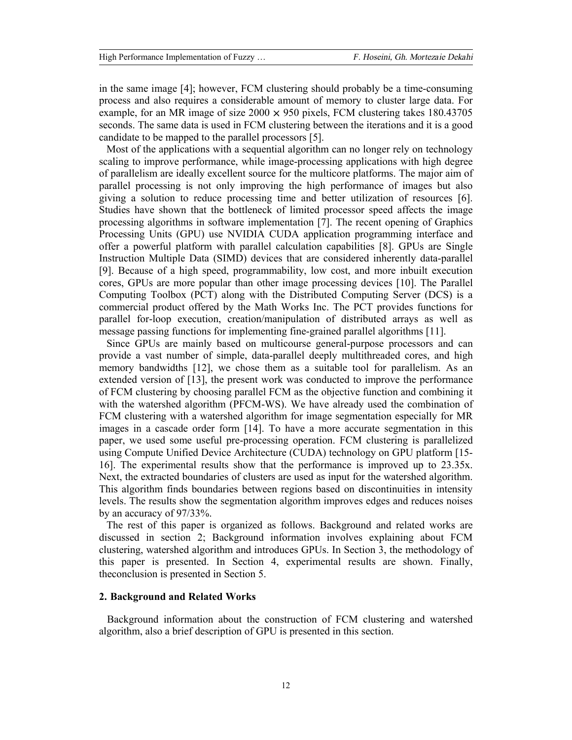in the same image [4]; however, FCM clustering should probably be a time-consuming process and also requires a considerable amount of memory to cluster large data. For example, for an MR image of size $2000 \times 950$ pixels, FCM clustering takes 180.43705 seconds. The same data is used in FCM clustering between the iterations and it is a good candidate to be mapped to the parallel processors [5].

Most of the applications with a sequential algorithm can no longer rely on technology scaling to improve performance, while image-processing applications with high degree of parallelism are ideally excellent source for the multicore platforms. The major aim of parallel processing is not only improving the high performance of images but also giving a solution to reduce processing time and better utilization of resources [6]. Studies have shown that the bottleneck of limited processor speed affects the image processing algorithms in software implementation [7]. The recent opening of Graphics Processing Units (GPU) use NVIDIA CUDA application programming interface and offer a powerful platform with parallel calculation capabilities [8]. GPUs are Single Instruction Multiple Data (SIMD) devices that are considered inherently data-parallel [9]. Because of a high speed, programmability, low cost, and more inbuilt execution cores, GPUs are more popular than other image processing devices [10]. The Parallel Computing Toolbox (PCT) along with the Distributed Computing Server (DCS) is a commercial product offered by the Math Works Inc. The PCT provides functions for parallel for-loop execution, creation/manipulation of distributed arrays as well as message passing functions for implementing fine-grained parallel algorithms [11].

Since GPUs are mainly based on multicourse general-purpose processors and can provide a vast number of simple, data-parallel deeply multithreaded cores, and high memory bandwidths [12], we chose them as a suitable tool for parallelism. As an extended version of [13], the present work was conducted to improve the performance of FCM clustering by choosing parallel FCM as the objective function and combining it with the watershed algorithm (PFCM-WS). We have already used the combination of FCM clustering with a watershed algorithm for image segmentation especially for MR images in a cascade order form [14]. To have a more accurate segmentation in this paper, we used some useful pre-processing operation. FCM clustering is parallelized using Compute Unified Device Architecture (CUDA) technology on GPU platform [15-16]. The experimental results show that the performance is improved up to 23.35x. Next, the extracted boundaries of clusters are used as input for the watershed algorithm. This algorithm finds boundaries between regions based on discontinuities in intensity levels. The results show the segmentation algorithm improves edges and reduces noises by an accuracy of 97/33%.

The rest of this paper is organized as follows. Background and related works are discussed in section 2; Background information involves explaining about FCM clustering, watershed algorithm and introduces GPUs. In Section 3, the methodology of this paper is presented. In Section 4, experimental results are shown. Finally, theconclusion is presented in Section 5.

## 2. Background and Related Works

Background information about the construction of FCM clustering and watershed algorithm, also a brief description of GPU is presented in this section.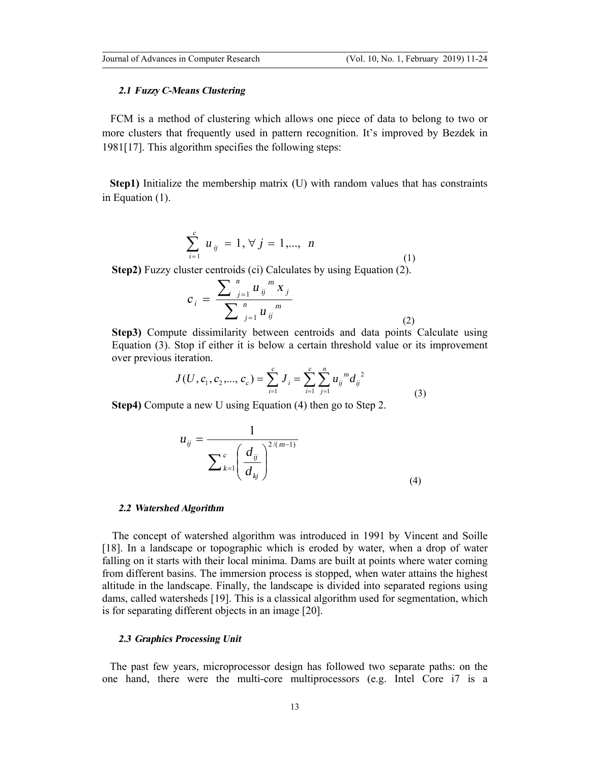### 2.1 Fuzzy C-Means Clustering

FCM is a method of clustering which allows one piece of data to belong to two or more clusters that frequently used in pattern recognition. It's improved by Bezdek in 1981[17]. This algorithm specifies the following steps:

**Step1)** Initialize the membership matrix (U) with random values that has constraints in Equation (1).

$$\sum_{i=1}^{c} u_{ij} = 1, \forall j = 1,..., n \tag{1}$$

**Step2)** Fuzzy cluster centroids (ci) Calculates by using Equation (2).

$$c_i = \frac{\sum_{j=1}^{n} u_{ij}^{m} x_j}{\sum_{j=1}^{n} u_{ij}^{m}} \tag{2}$$

**Step3)** Compute dissimilarity between centroids and data points Calculate using Equation (3). Stop if either it is below a certain threshold value or its improvement over previous iteration.

$$J(U, c_1, c_2, ..., c_c) = \sum_{i=1}^{c} J_i = \sum_{i=1}^{c} \sum_{j=1}^{n} u_{ij}^{m} d_{ij}^{2} \tag{3}$$

**Step4)** Compute a new U using Equation (4) then go to Step 2.

$$u_{ij} = \frac{1}{\sum_{k=1}^{c} \left( \frac{d_{ij}}{d_{kj}} \right)^{2/(m-1)}} \tag{4}$$

### 2.2 Watershed Algorithm

The concept of watershed algorithm was introduced in 1991 by Vincent and Soille [18]. In a landscape or topographic which is eroded by water, when a drop of water falling on it starts with their local minima. Dams are built at points where water coming from different basins. The immersion process is stopped, when water attains the highest altitude in the landscape. Finally, the landscape is divided into separated regions using dams, called watersheds [19]. This is a classical algorithm used for segmentation, which is for separating different objects in an image [20].

### 2.3 Graphics Processing Unit

The past few years, microprocessor design has followed two separate paths: on the one hand, there were the multi-core multiprocessors (e.g. Intel Core i7 is a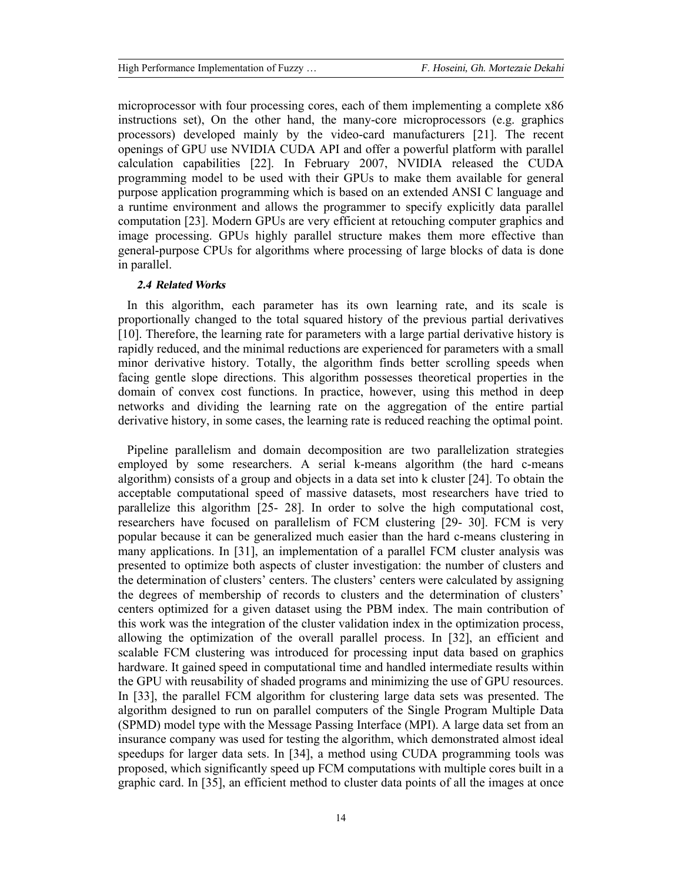microprocessor with four processing cores, each of them implementing a complete x86 instructions set), On the other hand, the many-core microprocessors (e.g. graphics processors) developed mainly by the video-card manufacturers [21]. The recent openings of GPU use NVIDIA CUDA API and offer a powerful platform with parallel calculation capabilities [22]. In February 2007, NVIDIA released the CUDA programming model to be used with their GPUs to make them available for general purpose application programming which is based on an extended ANSI C language and a runtime environment and allows the programmer to specify explicitly data parallel computation [23]. Modern GPUs are very efficient at retouching computer graphics and image processing. GPUs highly parallel structure makes them more effective than general-purpose CPUs for algorithms where processing of large blocks of data is done in parallel.

### *2.4 Related Works*

In this algorithm, each parameter has its own learning rate, and its scale is proportionally changed to the total squared history of the previous partial derivatives [10]. Therefore, the learning rate for parameters with a large partial derivative history is rapidly reduced, and the minimal reductions are experienced for parameters with a small minor derivative history. Totally, the algorithm finds better scrolling speeds when facing gentle slope directions. This algorithm possesses theoretical properties in the domain of convex cost functions. In practice, however, using this method in deep networks and dividing the learning rate on the aggregation of the entire partial derivative history, in some cases, the learning rate is reduced reaching the optimal point.

Pipeline parallelism and domain decomposition are two parallelization strategies employed by some researchers. A serial k-means algorithm (the hard c-means algorithm) consists of a group and objects in a data set into k cluster [24]. To obtain the acceptable computational speed of massive datasets, most researchers have tried to parallelize this algorithm [25- 28]. In order to solve the high computational cost, researchers have focused on parallelism of FCM clustering [29- 30]. FCM is very popular because it can be generalized much easier than the hard c-means clustering in many applications. In [31], an implementation of a parallel FCM cluster analysis was presented to optimize both aspects of cluster investigation: the number of clusters and the determination of clusters' centers. The clusters' centers were calculated by assigning the degrees of membership of records to clusters and the determination of clusters' centers optimized for a given dataset using the PBM index. The main contribution of this work was the integration of the cluster validation index in the optimization process, allowing the optimization of the overall parallel process. In [32], an efficient and scalable FCM clustering was introduced for processing input data based on graphics hardware. It gained speed in computational time and handled intermediate results within the GPU with reusability of shaded programs and minimizing the use of GPU resources. In [33], the parallel FCM algorithm for clustering large data sets was presented. The algorithm designed to run on parallel computers of the Single Program Multiple Data (SPMD) model type with the Message Passing Interface (MPI). A large data set from an insurance company was used for testing the algorithm, which demonstrated almost ideal speedups for larger data sets. In [34], a method using CUDA programming tools was proposed, which significantly speed up FCM computations with multiple cores built in a graphic card. In [35], an efficient method to cluster data points of all the images at once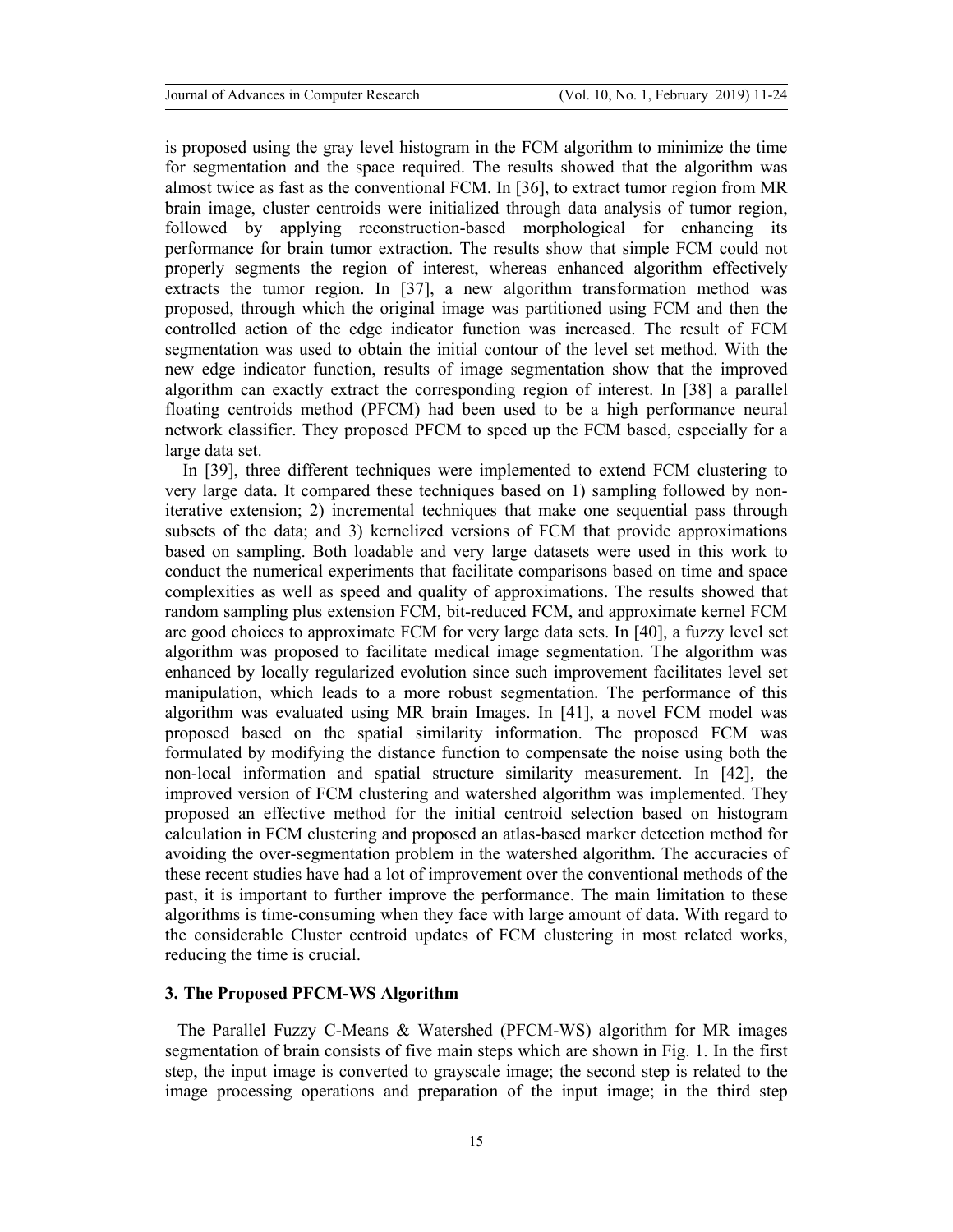is proposed using the gray level histogram in the FCM algorithm to minimize the time for segmentation and the space required. The results showed that the algorithm was almost twice as fast as the conventional FCM. In [36], to extract tumor region from MR brain image, cluster centroids were initialized through data analysis of tumor region, followed by applying reconstruction-based morphological for enhancing its performance for brain tumor extraction. The results show that simple FCM could not properly segments the region of interest, whereas enhanced algorithm effectively extracts the tumor region. In [37], a new algorithm transformation method was proposed, through which the original image was partitioned using FCM and then the controlled action of the edge indicator function was increased. The result of FCM segmentation was used to obtain the initial contour of the level set method. With the new edge indicator function, results of image segmentation show that the improved algorithm can exactly extract the corresponding region of interest. In [38] a parallel floating centroids method (PFCM) had been used to be a high performance neural network classifier. They proposed PFCM to speed up the FCM based, especially for a large data set.

In [39], three different techniques were implemented to extend FCM clustering to very large data. It compared these techniques based on 1) sampling followed by non-iterative extension; 2) incremental techniques that make one sequential pass through subsets of the data; and 3) kernelized versions of FCM that provide approximations based on sampling. Both loadable and very large datasets were used in this work to conduct the numerical experiments that facilitate comparisons based on time and space complexities as well as speed and quality of approximations. The results showed that random sampling plus extension FCM, bit-reduced FCM, and approximate kernel FCM are good choices to approximate FCM for very large data sets. In [40], a fuzzy level set algorithm was proposed to facilitate medical image segmentation. The algorithm was enhanced by locally regularized evolution since such improvement facilitates level set manipulation, which leads to a more robust segmentation. The performance of this algorithm was evaluated using MR brain Images. In [41], a novel FCM model was proposed based on the spatial similarity information. The proposed FCM was formulated by modifying the distance function to compensate the noise using both the non-local information and spatial structure similarity measurement. In [42], the improved version of FCM clustering and watershed algorithm was implemented. They proposed an effective method for the initial centroid selection based on histogram calculation in FCM clustering and proposed an atlas-based marker detection method for avoiding the over-segmentation problem in the watershed algorithm. The accuracies of these recent studies have had a lot of improvement over the conventional methods of the past, it is important to further improve the performance. The main limitation to these algorithms is time-consuming when they face with large amount of data. With regard to the considerable Cluster centroid updates of FCM clustering in most related works, reducing the time is crucial.

## 3. The Proposed PFCM-WS Algorithm

The Parallel Fuzzy C-Means & Watershed (PFCM-WS) algorithm for MR images segmentation of brain consists of five main steps which are shown in Fig. 1. In the first step, the input image is converted to grayscale image; the second step is related to the image processing operations and preparation of the input image; in the third step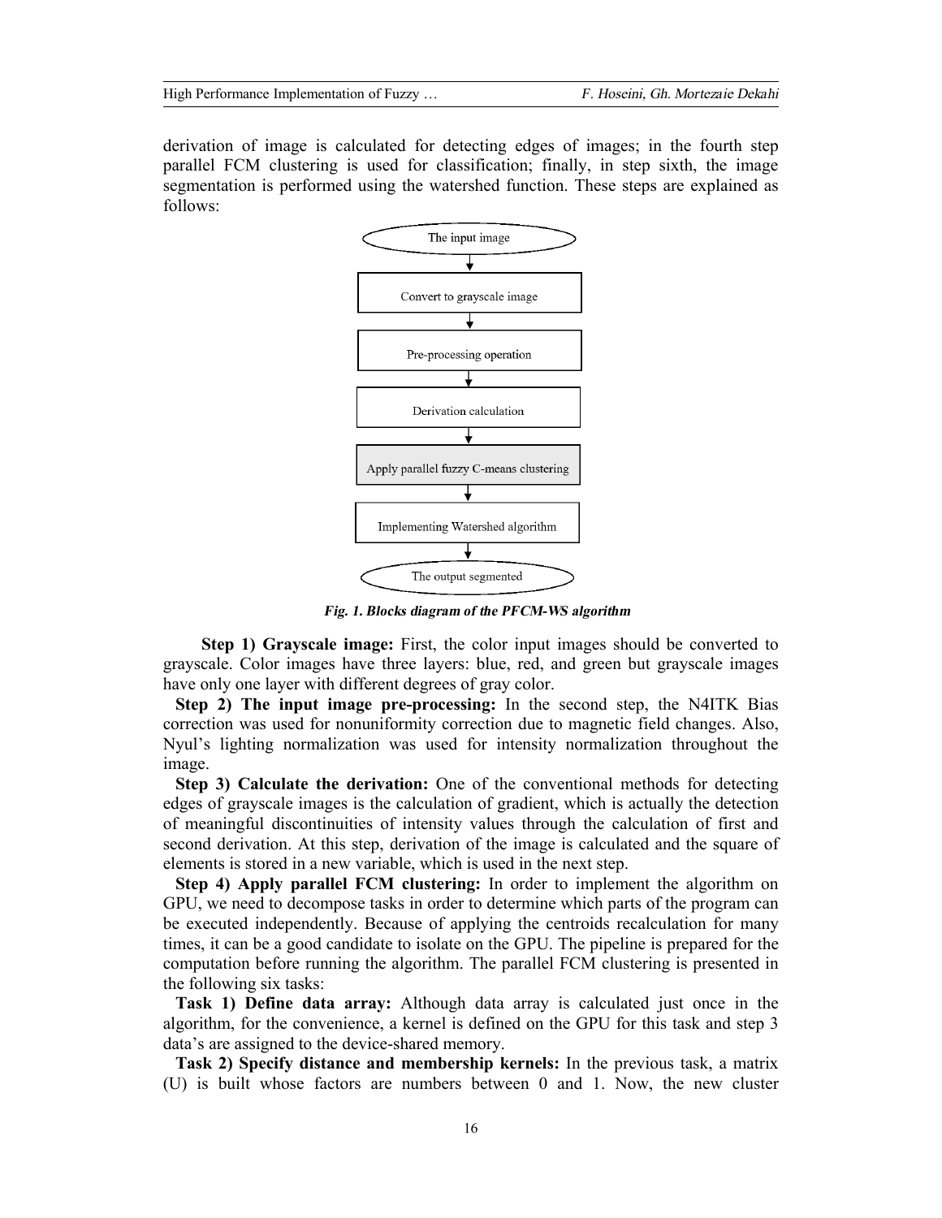derivation of image is calculated for detecting edges of images; in the fourth step parallel FCM clustering is used for classification; finally, in step sixth, the image segmentation is performed using the watershed function. These steps are explained as follows:

The input image → Convert to grayscale image → Pre-processing operation → Derivation calculation → Apply parallel fuzzy C-means clustering → Implementing Watershed algorithm → The output segmented

***Fig. 1. Blocks diagram of the PFCM-WS algorithm***

**Step 1) Grayscale image:** First, the color input images should be converted to grayscale. Color images have three layers: blue, red, and green but grayscale images have only one layer with different degrees of gray color.

**Step 2) The input image pre-processing:** In the second step, the N4ITK Bias correction was used for nonuniformity correction due to magnetic field changes. Also, Nyul's lighting normalization was used for intensity normalization throughout the image.

**Step 3) Calculate the derivation:** One of the conventional methods for detecting edges of grayscale images is the calculation of gradient, which is actually the detection of meaningful discontinuities of intensity values through the calculation of first and second derivation. At this step, derivation of the image is calculated and the square of elements is stored in a new variable, which is used in the next step.

**Step 4) Apply parallel FCM clustering:** In order to implement the algorithm on GPU, we need to decompose tasks in order to determine which parts of the program can be executed independently. Because of applying the centroids recalculation for many times, it can be a good candidate to isolate on the GPU. The pipeline is prepared for the computation before running the algorithm. The parallel FCM clustering is presented in the following six tasks:

**Task 1) Define data array:** Although data array is calculated just once in the algorithm, for the convenience, a kernel is defined on the GPU for this task and step 3 data's are assigned to the device-shared memory.

**Task 2) Specify distance and membership kernels:** In the previous task, a matrix (U) is built whose factors are numbers between 0 and 1. Now, the new cluster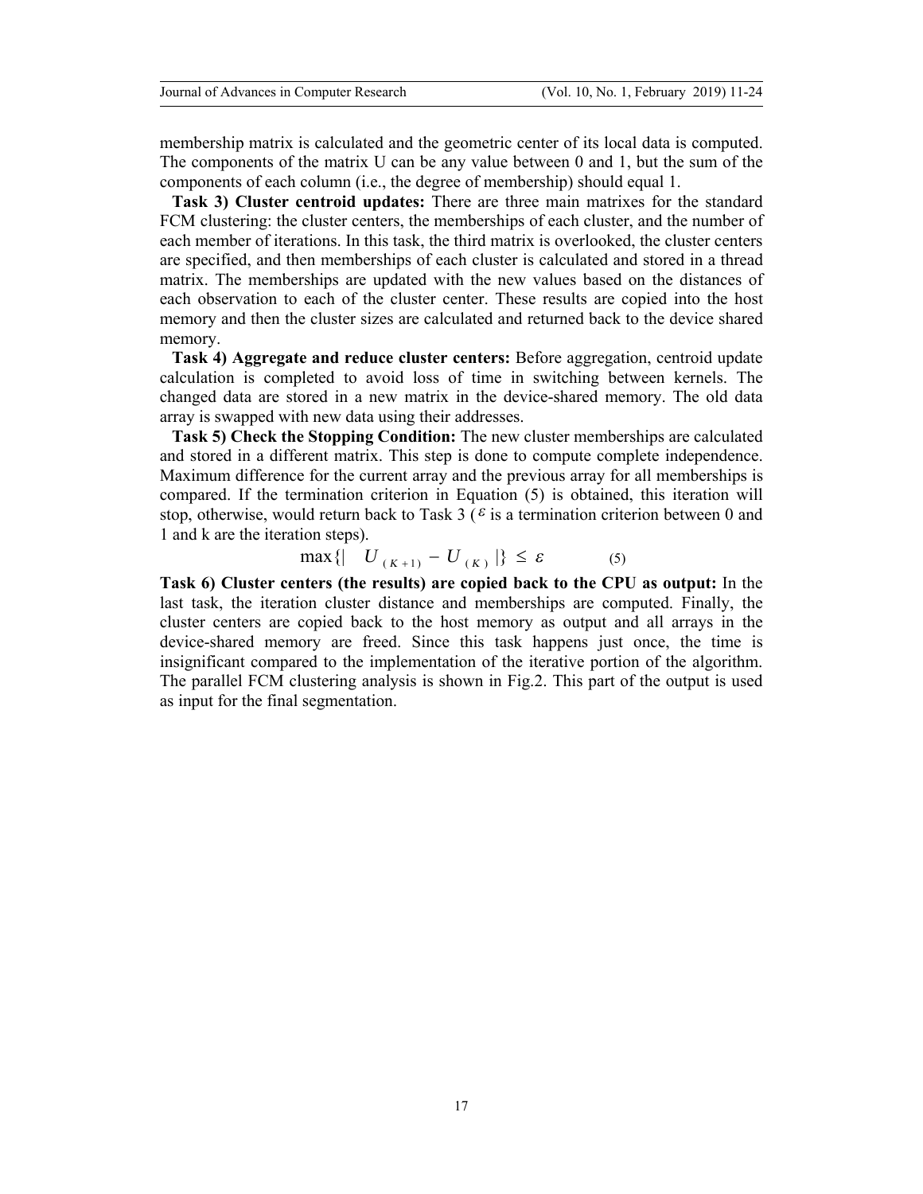membership matrix is calculated and the geometric center of its local data is computed. The components of the matrix U can be any value between 0 and 1, but the sum of the components of each column (i.e., the degree of membership) should equal 1.

**Task 3) Cluster centroid updates:** There are three main matrixes for the standard FCM clustering: the cluster centers, the memberships of each cluster, and the number of each member of iterations. In this task, the third matrix is overlooked, the cluster centers are specified, and then memberships of each cluster is calculated and stored in a thread matrix. The memberships are updated with the new values based on the distances of each observation to each of the cluster center. These results are copied into the host memory and then the cluster sizes are calculated and returned back to the device shared memory.

**Task 4) Aggregate and reduce cluster centers:** Before aggregation, centroid update calculation is completed to avoid loss of time in switching between kernels. The changed data are stored in a new matrix in the device-shared memory. The old data array is swapped with new data using their addresses.

**Task 5) Check the Stopping Condition:** The new cluster memberships are calculated and stored in a different matrix. This step is done to compute complete independence. Maximum difference for the current array and the previous array for all memberships is compared. If the termination criterion in Equation (5) is obtained, this iteration will stop, otherwise, would return back to Task 3 ($\varepsilon$ is a termination criterion between 0 and 1 and k are the iteration steps).

$$\max\{|\ U_{(K+1)} - U_{(K)}\ |\} \leq \varepsilon \qquad (5)$$

**Task 6) Cluster centers (the results) are copied back to the CPU as output:** In the last task, the iteration cluster distance and memberships are computed. Finally, the cluster centers are copied back to the host memory as output and all arrays in the device-shared memory are freed. Since this task happens just once, the time is insignificant compared to the implementation of the iterative portion of the algorithm. The parallel FCM clustering analysis is shown in Fig.2. This part of the output is used as input for the final segmentation.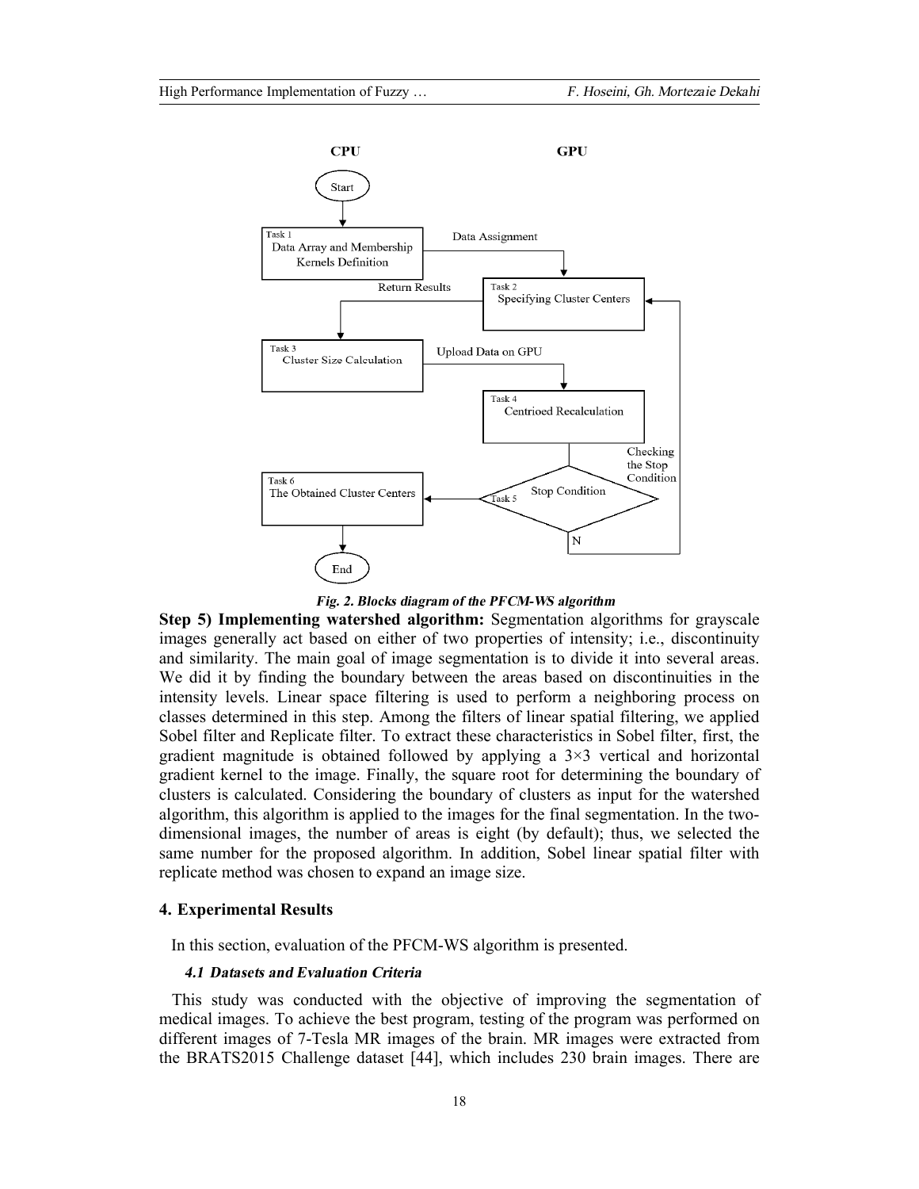*Fig. 2. Blocks diagram of the PFCM-WS algorithm*

**Step 5) Implementing watershed algorithm:** Segmentation algorithms for grayscale images generally act based on either of two properties of intensity; i.e., discontinuity and similarity. The main goal of image segmentation is to divide it into several areas. We did it by finding the boundary between the areas based on discontinuities in the intensity levels. Linear space filtering is used to perform a neighboring process on classes determined in this step. Among the filters of linear spatial filtering, we applied Sobel filter and Replicate filter. To extract these characteristics in Sobel filter, first, the gradient magnitude is obtained followed by applying a 3×3 vertical and horizontal gradient kernel to the image. Finally, the square root for determining the boundary of clusters is calculated. Considering the boundary of clusters as input for the watershed algorithm, this algorithm is applied to the images for the final segmentation. In the two-dimensional images, the number of areas is eight (by default); thus, we selected the same number for the proposed algorithm. In addition, Sobel linear spatial filter with replicate method was chosen to expand an image size.

## 4. Experimental Results

In this section, evaluation of the PFCM-WS algorithm is presented.

### *4.1 Datasets and Evaluation Criteria*

This study was conducted with the objective of improving the segmentation of medical images. To achieve the best program, testing of the program was performed on different images of 7-Tesla MR images of the brain. MR images were extracted from the BRATS2015 Challenge dataset [44], which includes 230 brain images. There are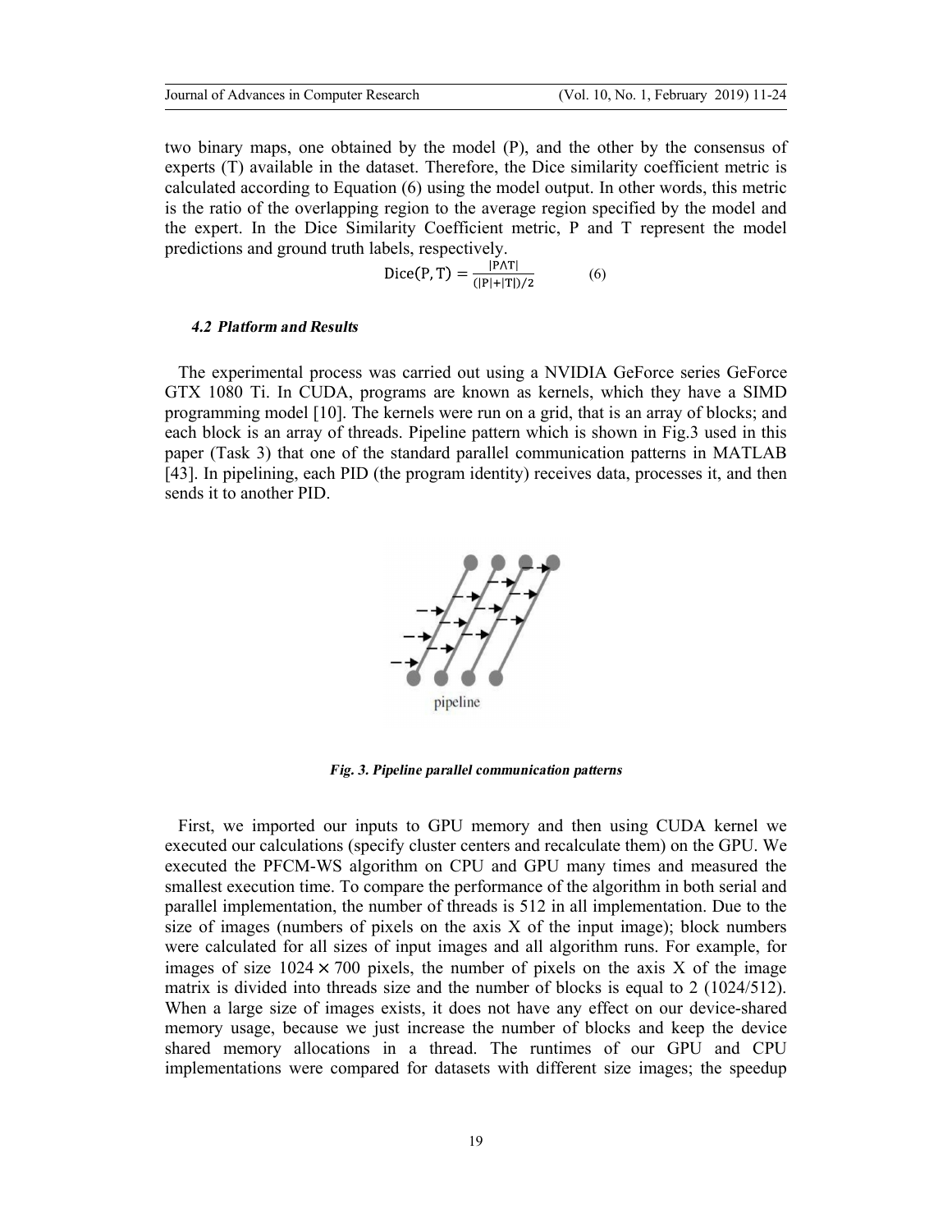two binary maps, one obtained by the model (P), and the other by the consensus of experts (T) available in the dataset. Therefore, the Dice similarity coefficient metric is calculated according to Equation (6) using the model output. In other words, this metric is the ratio of the overlapping region to the average region specified by the model and the expert. In the Dice Similarity Coefficient metric, P and T represent the model predictions and ground truth labels, respectively.

$$\text{Dice}(\text{P}, \text{T}) = \frac{|\text{P} \wedge \text{T}|}{(|\text{P}| + |\text{T}|)/2} \qquad (6)$$

### *4.2 Platform and Results*

The experimental process was carried out using a NVIDIA GeForce series GeForce GTX 1080 Ti. In CUDA, programs are known as kernels, which they have a SIMD programming model [10]. The kernels were run on a grid, that is an array of blocks; and each block is an array of threads. Pipeline pattern which is shown in Fig.3 used in this paper (Task 3) that one of the standard parallel communication patterns in MATLAB [43]. In pipelining, each PID (the program identity) receives data, processes it, and then sends it to another PID.

***Fig. 3. Pipeline parallel communication patterns***

First, we imported our inputs to GPU memory and then using CUDA kernel we executed our calculations (specify cluster centers and recalculate them) on the GPU. We executed the PFCM-WS algorithm on CPU and GPU many times and measured the smallest execution time. To compare the performance of the algorithm in both serial and parallel implementation, the number of threads is 512 in all implementation. Due to the size of images (numbers of pixels on the axis X of the input image); block numbers were calculated for all sizes of input images and all algorithm runs. For example, for images of size $1024 \times 700$ pixels, the number of pixels on the axis X of the image matrix is divided into threads size and the number of blocks is equal to 2 (1024/512). When a large size of images exists, it does not have any effect on our device-shared memory usage, because we just increase the number of blocks and keep the device shared memory allocations in a thread. The runtimes of our GPU and CPU implementations were compared for datasets with different size images; the speedup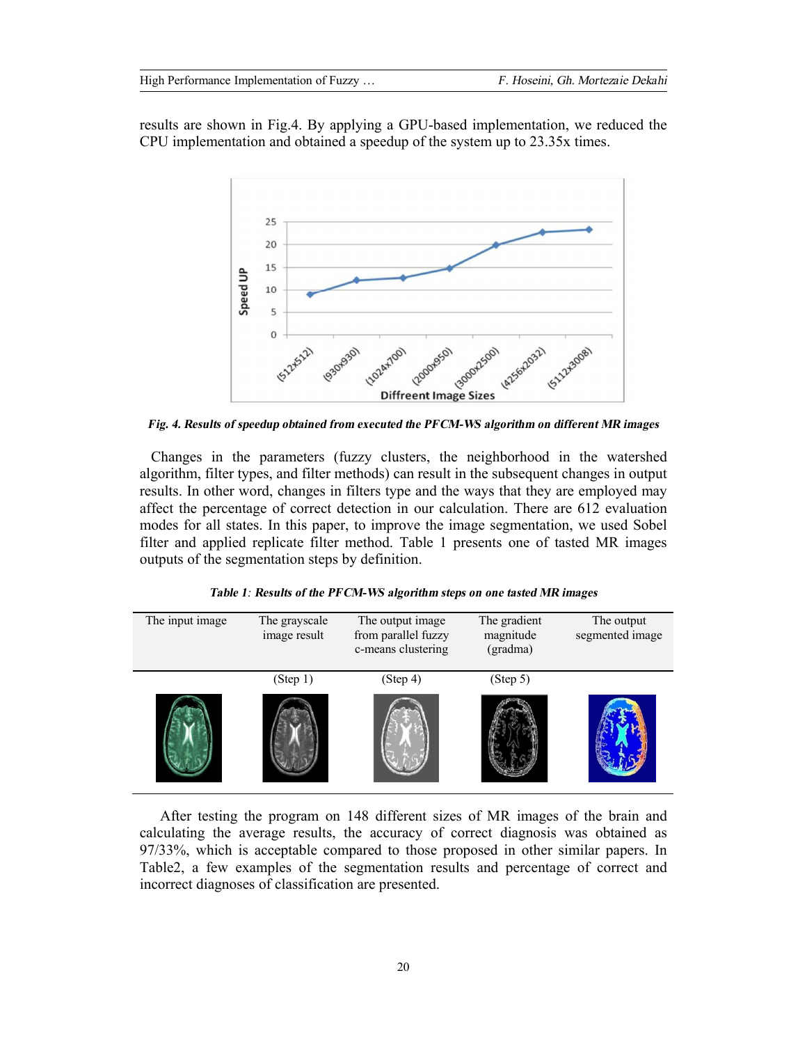results are shown in Fig.4. By applying a GPU-based implementation, we reduced the CPU implementation and obtained a speedup of the system up to 23.35x times.

***Fig. 4. Results of speedup obtained from executed the PFCM-WS algorithm on different MR images***

Changes in the parameters (fuzzy clusters, the neighborhood in the watershed algorithm, filter types, and filter methods) can result in the subsequent changes in output results. In other word, changes in filters type and the ways that they are employed may affect the percentage of correct detection in our calculation. There are 612 evaluation modes for all states. In this paper, to improve the image segmentation, we used Sobel filter and applied replicate filter method. Table 1 presents one of tasted MR images outputs of the segmentation steps by definition.

***Table 1**: **Results of the PFCM-WS algorithm steps on one tasted MR images***

| The input image | The grayscale image result | The output image from parallel fuzzy c-means clustering | The gradient magnitude (gradma) | The output segmented image |
|---|---|---|---|---|
| | (Step 1) | (Step 4) | (Step 5) | |

After testing the program on 148 different sizes of MR images of the brain and calculating the average results, the accuracy of correct diagnosis was obtained as 97/33%, which is acceptable compared to those proposed in other similar papers. In Table2, a few examples of the segmentation results and percentage of correct and incorrect diagnoses of classification are presented.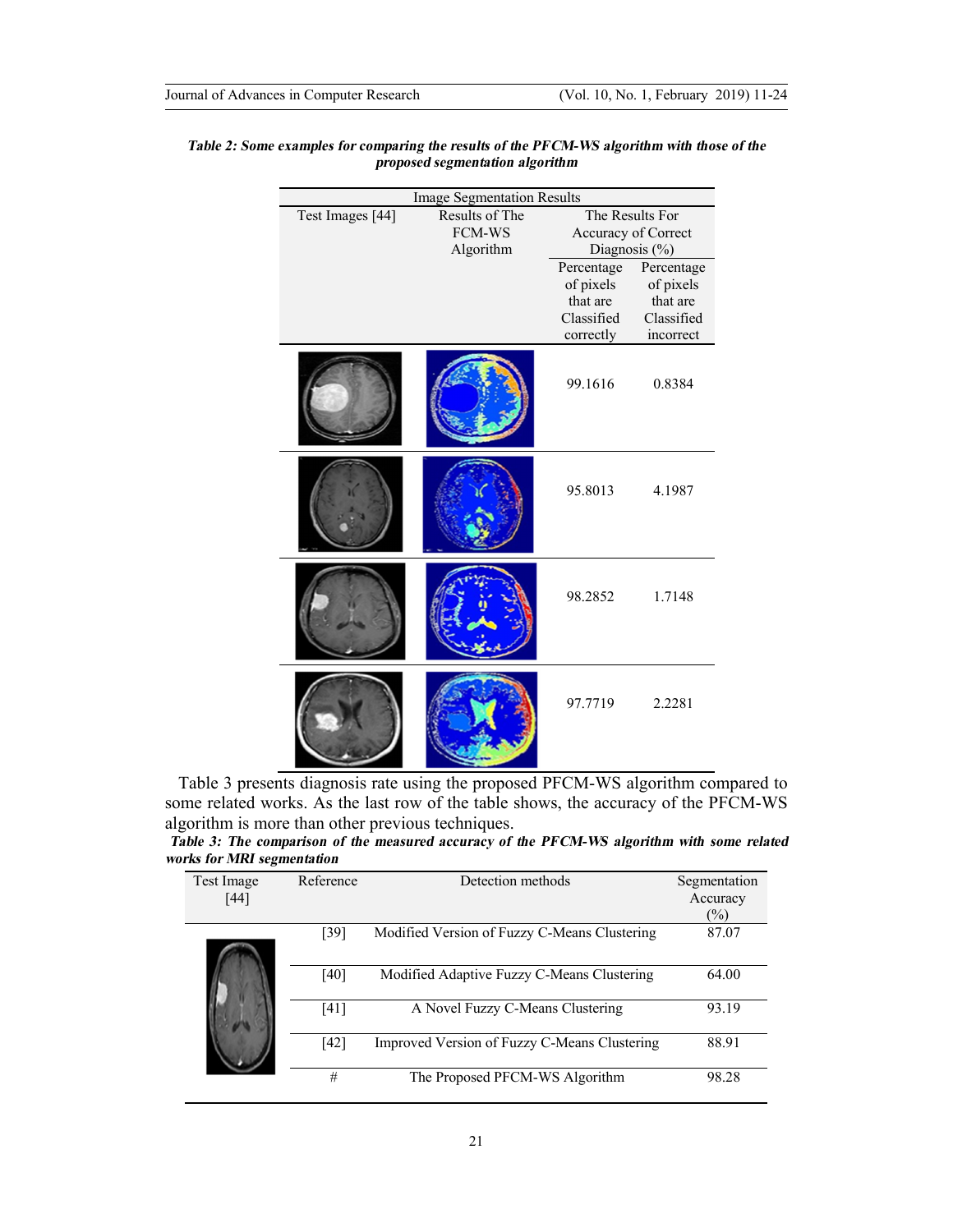***Table 2: Some examples for comparing the results of the PFCM-WS algorithm with those of the proposed segmentation algorithm***

| Image Segmentation Results | | | |
|---|---|---|---|
| Test Images [44] | Results of The FCM-WS Algorithm | The Results For Accuracy of Correct Diagnosis (%) | |
| | | Percentage of pixels that are Classified correctly | Percentage of pixels that are Classified incorrect |
| | | 99.1616 | 0.8384 |
| | | 95.8013 | 4.1987 |
| | | 98.2852 | 1.7148 |
| | | 97.7719 | 2.2281 |

Table 3 presents diagnosis rate using the proposed PFCM-WS algorithm compared to some related works. As the last row of the table shows, the accuracy of the PFCM-WS algorithm is more than other previous techniques.

***Table 3: The comparison of the measured accuracy of the PFCM-WS algorithm with some related works for MRI segmentation***

| Test Image [44] | Reference | Detection methods | Segmentation Accuracy (%) |
|---|---|---|---|
| | [39] | Modified Version of Fuzzy C-Means Clustering | 87.07 |
| | [40] | Modified Adaptive Fuzzy C-Means Clustering | 64.00 |
| | [41] | A Novel Fuzzy C-Means Clustering | 93.19 |
| | [42] | Improved Version of Fuzzy C-Means Clustering | 88.91 |
| | # | The Proposed PFCM-WS Algorithm | 98.28 |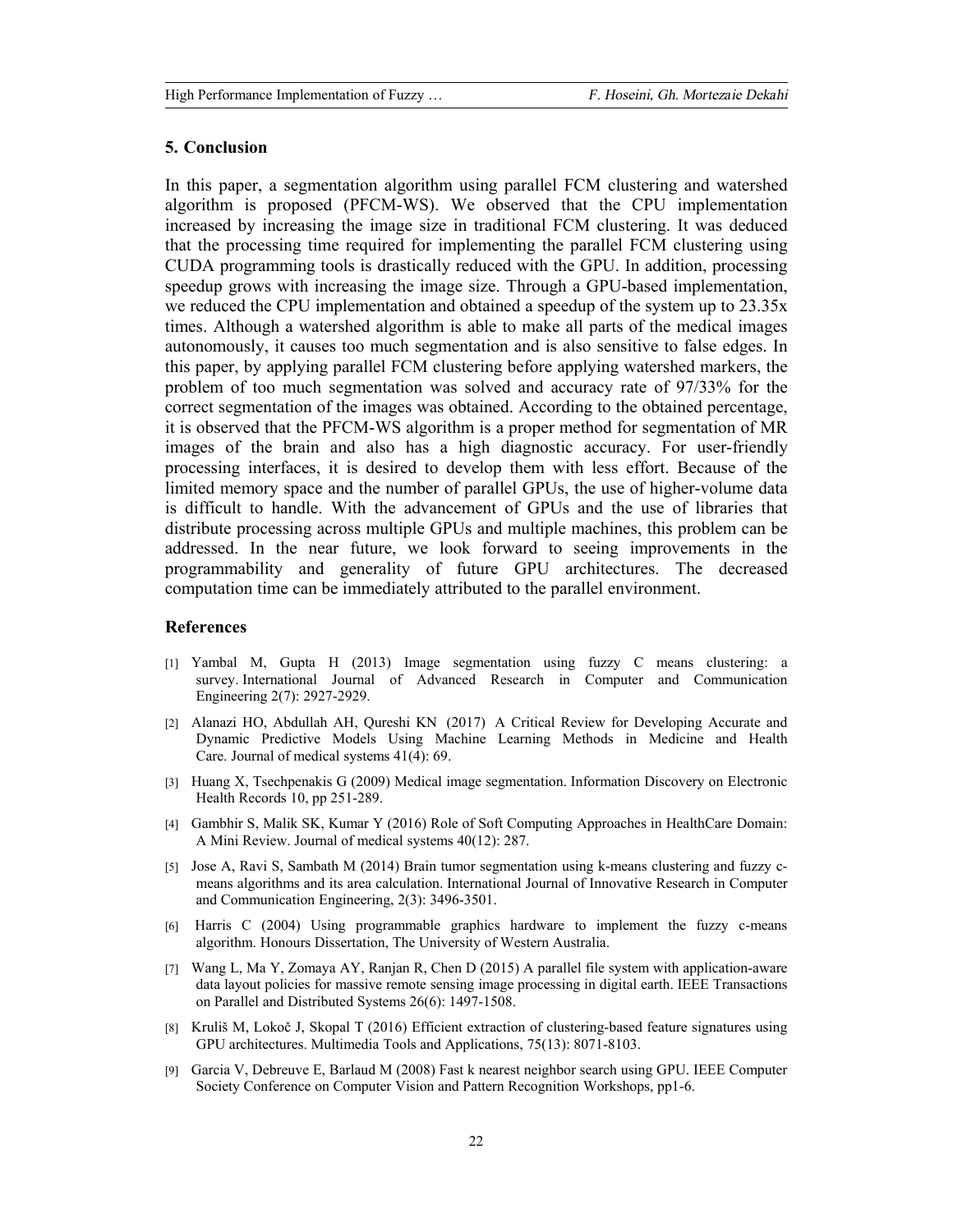## 5. Conclusion

In this paper, a segmentation algorithm using parallel FCM clustering and watershed algorithm is proposed (PFCM-WS). We observed that the CPU implementation increased by increasing the image size in traditional FCM clustering. It was deduced that the processing time required for implementing the parallel FCM clustering using CUDA programming tools is drastically reduced with the GPU. In addition, processing speedup grows with increasing the image size. Through a GPU-based implementation, we reduced the CPU implementation and obtained a speedup of the system up to 23.35x times. Although a watershed algorithm is able to make all parts of the medical images autonomously, it causes too much segmentation and is also sensitive to false edges. In this paper, by applying parallel FCM clustering before applying watershed markers, the problem of too much segmentation was solved and accuracy rate of 97/33% for the correct segmentation of the images was obtained. According to the obtained percentage, it is observed that the PFCM-WS algorithm is a proper method for segmentation of MR images of the brain and also has a high diagnostic accuracy. For user-friendly processing interfaces, it is desired to develop them with less effort. Because of the limited memory space and the number of parallel GPUs, the use of higher-volume data is difficult to handle. With the advancement of GPUs and the use of libraries that distribute processing across multiple GPUs and multiple machines, this problem can be addressed. In the near future, we look forward to seeing improvements in the programmability and generality of future GPU architectures. The decreased computation time can be immediately attributed to the parallel environment.

## References

[1] Yambal M, Gupta H (2013) Image segmentation using fuzzy C means clustering: a survey. International Journal of Advanced Research in Computer and Communication Engineering 2(7): 2927-2929.

[2] Alanazi HO, Abdullah AH, Qureshi KN (2017) A Critical Review for Developing Accurate and Dynamic Predictive Models Using Machine Learning Methods in Medicine and Health Care. Journal of medical systems 41(4): 69.

[3] Huang X, Tsechpenakis G (2009) Medical image segmentation. Information Discovery on Electronic Health Records 10, pp 251-289.

[4] Gambhir S, Malik SK, Kumar Y (2016) Role of Soft Computing Approaches in HealthCare Domain: A Mini Review. Journal of medical systems 40(12): 287.

[5] Jose A, Ravi S, Sambath M (2014) Brain tumor segmentation using k-means clustering and fuzzy c-means algorithms and its area calculation. International Journal of Innovative Research in Computer and Communication Engineering, 2(3): 3496-3501.

[6] Harris C (2004) Using programmable graphics hardware to implement the fuzzy c-means algorithm. Honours Dissertation, The University of Western Australia.

[7] Wang L, Ma Y, Zomaya AY, Ranjan R, Chen D (2015) A parallel file system with application-aware data layout policies for massive remote sensing image processing in digital earth. IEEE Transactions on Parallel and Distributed Systems 26(6): 1497-1508.

[8] Kruliš M, Lokoč J, Skopal T (2016) Efficient extraction of clustering-based feature signatures using GPU architectures. Multimedia Tools and Applications, 75(13): 8071-8103.

[9] Garcia V, Debreuve E, Barlaud M (2008) Fast k nearest neighbor search using GPU. IEEE Computer Society Conference on Computer Vision and Pattern Recognition Workshops, pp1-6.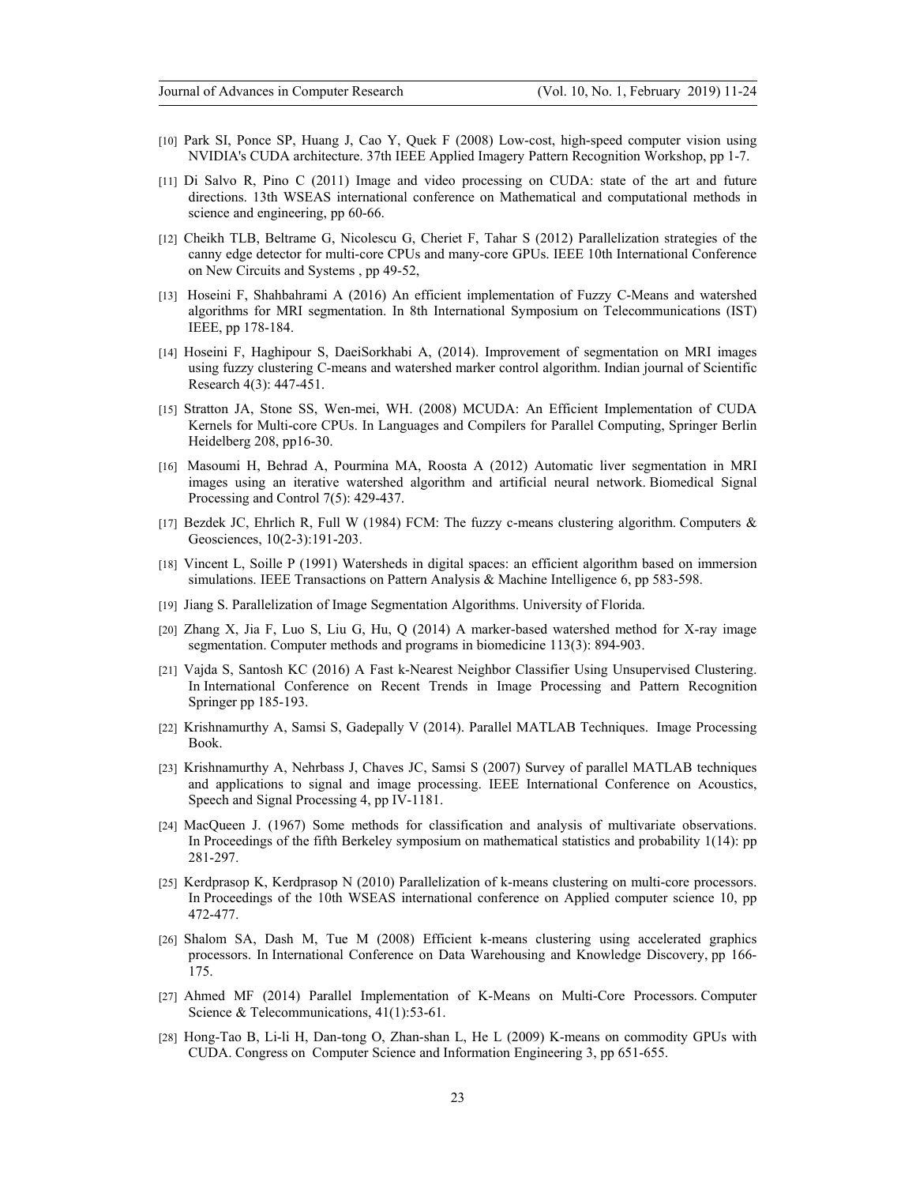[10] Park SI, Ponce SP, Huang J, Cao Y, Quek F (2008) Low-cost, high-speed computer vision using NVIDIA's CUDA architecture. 37th IEEE Applied Imagery Pattern Recognition Workshop, pp 1-7.

[11] Di Salvo R, Pino C (2011) Image and video processing on CUDA: state of the art and future directions. 13th WSEAS international conference on Mathematical and computational methods in science and engineering, pp 60-66.

[12] Cheikh TLB, Beltrame G, Nicolescu G, Cheriet F, Tahar S (2012) Parallelization strategies of the canny edge detector for multi-core CPUs and many-core GPUs. IEEE 10th International Conference on New Circuits and Systems , pp 49-52,

[13] Hoseini F, Shahbahrami A (2016) An efficient implementation of Fuzzy C-Means and watershed algorithms for MRI segmentation. In 8th International Symposium on Telecommunications (IST) IEEE, pp 178-184.

[14] Hoseini F, Haghipour S, DaeiSorkhabi A, (2014). Improvement of segmentation on MRI images using fuzzy clustering C-means and watershed marker control algorithm. Indian journal of Scientific Research 4(3): 447-451.

[15] Stratton JA, Stone SS, Wen-mei, WH. (2008) MCUDA: An Efficient Implementation of CUDA Kernels for Multi-core CPUs. In Languages and Compilers for Parallel Computing, Springer Berlin Heidelberg 208, pp16-30.

[16] Masoumi H, Behrad A, Pourmina MA, Roosta A (2012) Automatic liver segmentation in MRI images using an iterative watershed algorithm and artificial neural network. Biomedical Signal Processing and Control 7(5): 429-437.

[17] Bezdek JC, Ehrlich R, Full W (1984) FCM: The fuzzy c-means clustering algorithm. Computers & Geosciences, 10(2-3):191-203.

[18] Vincent L, Soille P (1991) Watersheds in digital spaces: an efficient algorithm based on immersion simulations. IEEE Transactions on Pattern Analysis & Machine Intelligence 6, pp 583-598.

[19] Jiang S. Parallelization of Image Segmentation Algorithms. University of Florida.

[20] Zhang X, Jia F, Luo S, Liu G, Hu, Q (2014) A marker-based watershed method for X-ray image segmentation. Computer methods and programs in biomedicine 113(3): 894-903.

[21] Vajda S, Santosh KC (2016) A Fast k-Nearest Neighbor Classifier Using Unsupervised Clustering. In International Conference on Recent Trends in Image Processing and Pattern Recognition Springer pp 185-193.

[22] Krishnamurthy A, Samsi S, Gadepally V (2014). Parallel MATLAB Techniques. Image Processing Book.

[23] Krishnamurthy A, Nehrbass J, Chaves JC, Samsi S (2007) Survey of parallel MATLAB techniques and applications to signal and image processing. IEEE International Conference on Acoustics, Speech and Signal Processing 4, pp IV-1181.

[24] MacQueen J. (1967) Some methods for classification and analysis of multivariate observations. In Proceedings of the fifth Berkeley symposium on mathematical statistics and probability 1(14): pp 281-297.

[25] Kerdprasop K, Kerdprasop N (2010) Parallelization of k-means clustering on multi-core processors. In Proceedings of the 10th WSEAS international conference on Applied computer science 10, pp 472-477.

[26] Shalom SA, Dash M, Tue M (2008) Efficient k-means clustering using accelerated graphics processors. In International Conference on Data Warehousing and Knowledge Discovery, pp 166-175.

[27] Ahmed MF (2014) Parallel Implementation of K-Means on Multi-Core Processors. Computer Science & Telecommunications, 41(1):53-61.

[28] Hong-Tao B, Li-li H, Dan-tong O, Zhan-shan L, He L (2009) K-means on commodity GPUs with CUDA. Congress on Computer Science and Information Engineering 3, pp 651-655.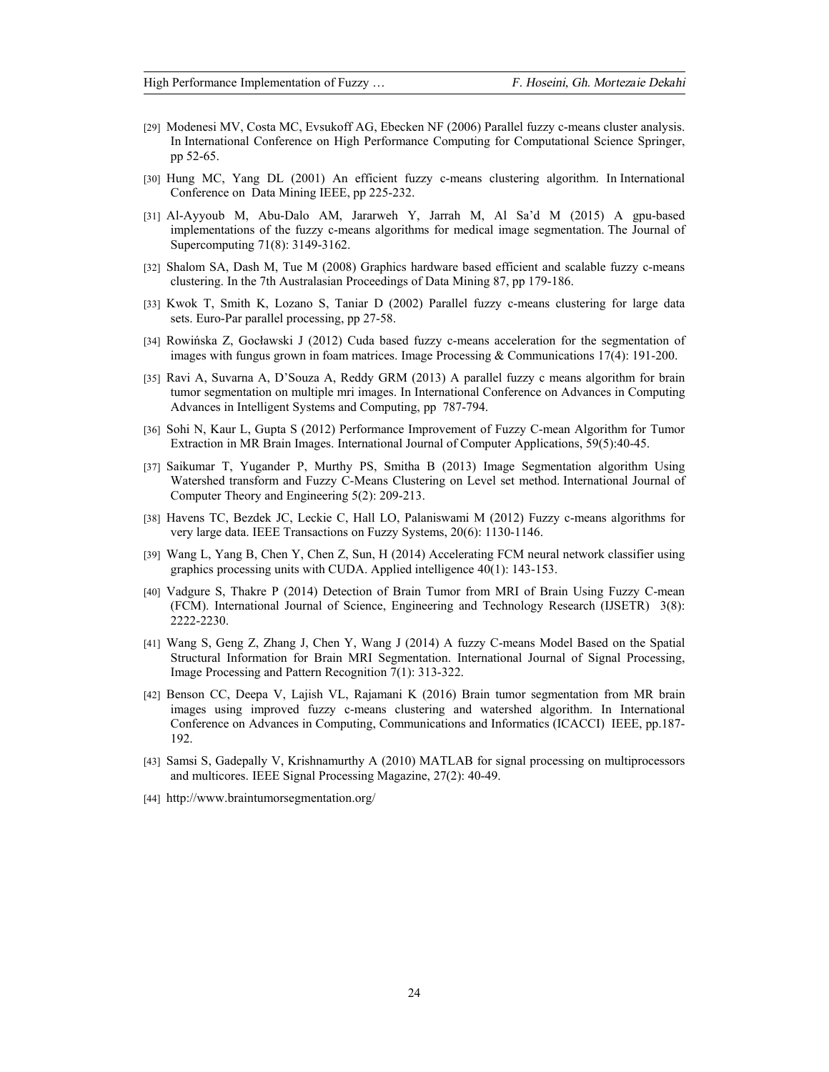[29] Modenesi MV, Costa MC, Evsukoff AG, Ebecken NF (2006) Parallel fuzzy c-means cluster analysis. In International Conference on High Performance Computing for Computational Science Springer, pp 52-65.

[30] Hung MC, Yang DL (2001) An efficient fuzzy c-means clustering algorithm. In International Conference on Data Mining IEEE, pp 225-232.

[31] Al-Ayyoub M, Abu-Dalo AM, Jararweh Y, Jarrah M, Al Sa'd M (2015) A gpu-based implementations of the fuzzy c-means algorithms for medical image segmentation. The Journal of Supercomputing 71(8): 3149-3162.

[32] Shalom SA, Dash M, Tue M (2008) Graphics hardware based efficient and scalable fuzzy c-means clustering. In the 7th Australasian Proceedings of Data Mining 87, pp 179-186.

[33] Kwok T, Smith K, Lozano S, Taniar D (2002) Parallel fuzzy c-means clustering for large data sets. Euro-Par parallel processing, pp 27-58.

[34] Rowińska Z, Gocławski J (2012) Cuda based fuzzy c-means acceleration for the segmentation of images with fungus grown in foam matrices. Image Processing & Communications 17(4): 191-200.

[35] Ravi A, Suvarna A, D'Souza A, Reddy GRM (2013) A parallel fuzzy c means algorithm for brain tumor segmentation on multiple mri images. In International Conference on Advances in Computing Advances in Intelligent Systems and Computing, pp 787-794.

[36] Sohi N, Kaur L, Gupta S (2012) Performance Improvement of Fuzzy C-mean Algorithm for Tumor Extraction in MR Brain Images. International Journal of Computer Applications, 59(5):40-45.

[37] Saikumar T, Yugander P, Murthy PS, Smitha B (2013) Image Segmentation algorithm Using Watershed transform and Fuzzy C-Means Clustering on Level set method. International Journal of Computer Theory and Engineering 5(2): 209-213.

[38] Havens TC, Bezdek JC, Leckie C, Hall LO, Palaniswami M (2012) Fuzzy c-means algorithms for very large data. IEEE Transactions on Fuzzy Systems, 20(6): 1130-1146.

[39] Wang L, Yang B, Chen Y, Chen Z, Sun, H (2014) Accelerating FCM neural network classifier using graphics processing units with CUDA. Applied intelligence 40(1): 143-153.

[40] Vadgure S, Thakre P (2014) Detection of Brain Tumor from MRI of Brain Using Fuzzy C-mean (FCM). International Journal of Science, Engineering and Technology Research (IJSETR) 3(8): 2222-2230.

[41] Wang S, Geng Z, Zhang J, Chen Y, Wang J (2014) A fuzzy C-means Model Based on the Spatial Structural Information for Brain MRI Segmentation. International Journal of Signal Processing, Image Processing and Pattern Recognition 7(1): 313-322.

[42] Benson CC, Deepa V, Lajish VL, Rajamani K (2016) Brain tumor segmentation from MR brain images using improved fuzzy c-means clustering and watershed algorithm. In International Conference on Advances in Computing, Communications and Informatics (ICACCI) IEEE, pp.187-192.

[43] Samsi S, Gadepally V, Krishnamurthy A (2010) MATLAB for signal processing on multiprocessors and multicores. IEEE Signal Processing Magazine, 27(2): 40-49.

[44] http://www.braintumorsegmentation.org/